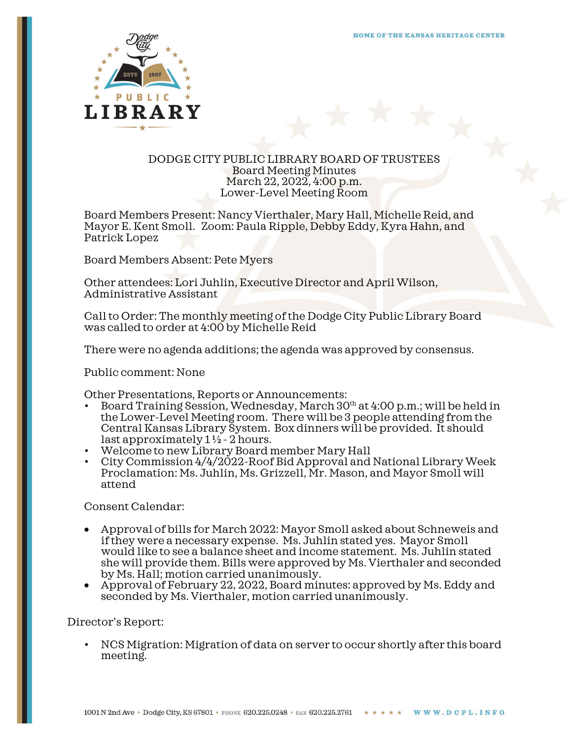# DODGE CITY PUBLIC LIBRARY BOARD OF TRUSTEES
Board Meeting Minutes
March 22, 2022, 4:00 p.m.
Lower-Level Meeting Room

Board Members Present: Nancy Vierthaler, Mary Hall, Michelle Reid, and Mayor E. Kent Smoll. Zoom: Paula Ripple, Debby Eddy, Kyra Hahn, and Patrick Lopez

Board Members Absent: Pete Myers

Other attendees: Lori Juhlin, Executive Director and April Wilson, Administrative Assistant

Call to Order: The monthly meeting of the Dodge City Public Library Board was called to order at 4:00 by Michelle Reid

There were no agenda additions; the agenda was approved by consensus.

Public comment: None

Other Presentations, Reports or Announcements:

- Board Training Session, Wednesday, March 30th at 4:00 p.m.; will be held in the Lower-Level Meeting room. There will be 3 people attending from the Central Kansas Library System. Box dinners will be provided. It should last approximately 1½ - 2 hours.
- Welcome to new Library Board member Mary Hall
- City Commission 4/4/2022-Roof Bid Approval and National Library Week Proclamation: Ms. Juhlin, Ms. Grizzell, Mr. Mason, and Mayor Smoll will attend

Consent Calendar:

- Approval of bills for March 2022: Mayor Smoll asked about Schneweis and if they were a necessary expense. Ms. Juhlin stated yes. Mayor Smoll would like to see a balance sheet and income statement. Ms. Juhlin stated she will provide them. Bills were approved by Ms. Vierthaler and seconded by Ms. Hall; motion carried unanimously.
- Approval of February 22, 2022, Board minutes: approved by Ms. Eddy and seconded by Ms. Vierthaler, motion carried unanimously.

Director's Report:

- NCS Migration: Migration of data on server to occur shortly after this board meeting.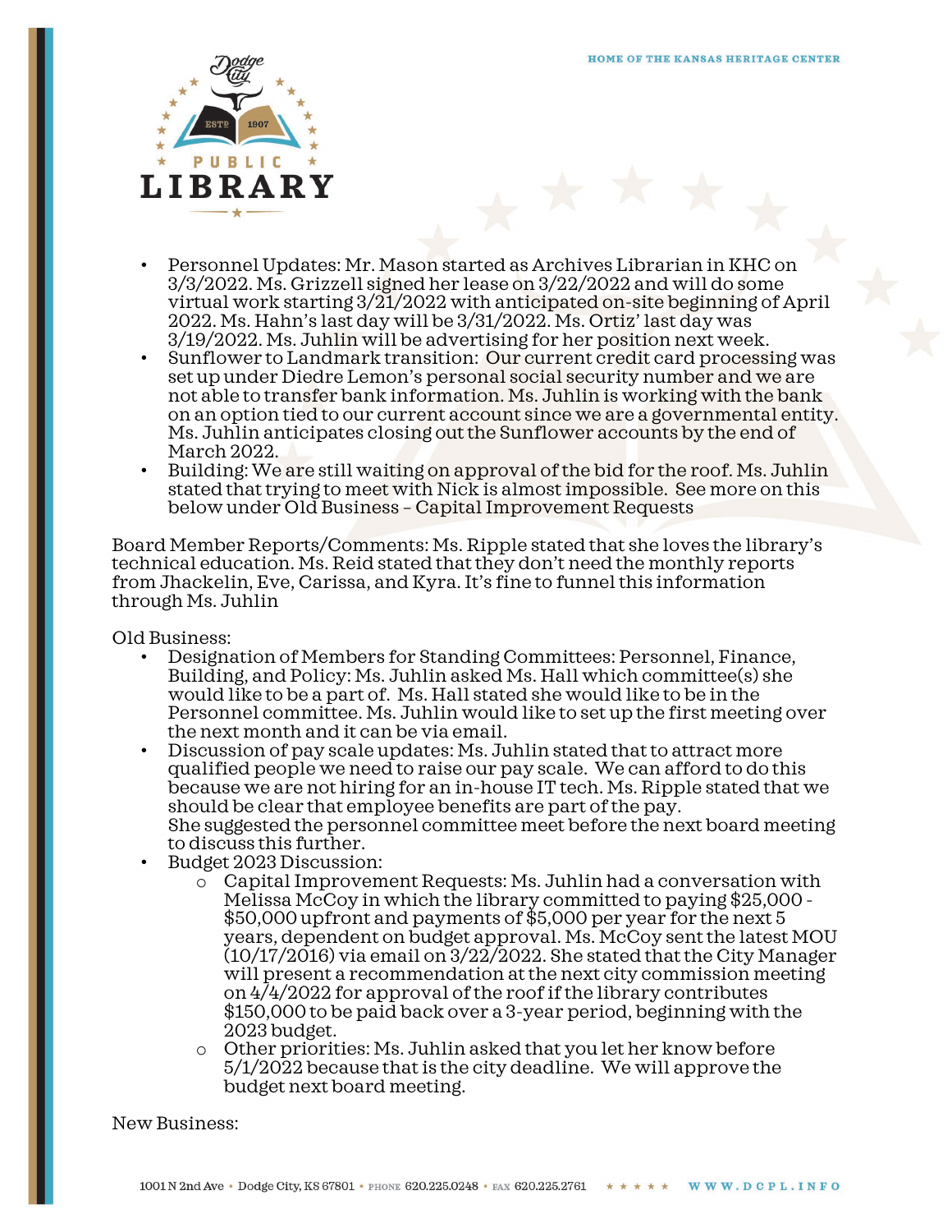- Personnel Updates: Mr. Mason started as Archives Librarian in KHC on 3/3/2022. Ms. Grizzell signed her lease on 3/22/2022 and will do some virtual work starting 3/21/2022 with anticipated on-site beginning of April 2022. Ms. Hahn's last day will be 3/31/2022. Ms. Ortiz' last day was 3/19/2022. Ms. Juhlin will be advertising for her position next week.
- Sunflower to Landmark transition: Our current credit card processing was set up under Diedre Lemon's personal social security number and we are not able to transfer bank information. Ms. Juhlin is working with the bank on an option tied to our current account since we are a governmental entity. Ms. Juhlin anticipates closing out the Sunflower accounts by the end of March 2022.
- Building: We are still waiting on approval of the bid for the roof. Ms. Juhlin stated that trying to meet with Nick is almost impossible. See more on this below under Old Business – Capital Improvement Requests

Board Member Reports/Comments: Ms. Ripple stated that she loves the library's technical education. Ms. Reid stated that they don't need the monthly reports from Jhackelin, Eve, Carissa, and Kyra. It's fine to funnel this information through Ms. Juhlin

Old Business:

- Designation of Members for Standing Committees: Personnel, Finance, Building, and Policy: Ms. Juhlin asked Ms. Hall which committee(s) she would like to be a part of. Ms. Hall stated she would like to be in the Personnel committee. Ms. Juhlin would like to set up the first meeting over the next month and it can be via email.
- Discussion of pay scale updates: Ms. Juhlin stated that to attract more qualified people we need to raise our pay scale. We can afford to do this because we are not hiring for an in-house IT tech. Ms. Ripple stated that we should be clear that employee benefits are part of the pay.
  She suggested the personnel committee meet before the next board meeting to discuss this further.
- Budget 2023 Discussion:
  - Capital Improvement Requests: Ms. Juhlin had a conversation with Melissa McCoy in which the library committed to paying $25,000 - $50,000 upfront and payments of $5,000 per year for the next 5 years, dependent on budget approval. Ms. McCoy sent the latest MOU (10/17/2016) via email on 3/22/2022. She stated that the City Manager will present a recommendation at the next city commission meeting on 4/4/2022 for approval of the roof if the library contributes $150,000 to be paid back over a 3-year period, beginning with the 2023 budget.
  - Other priorities: Ms. Juhlin asked that you let her know before 5/1/2022 because that is the city deadline. We will approve the budget next board meeting.

New Business: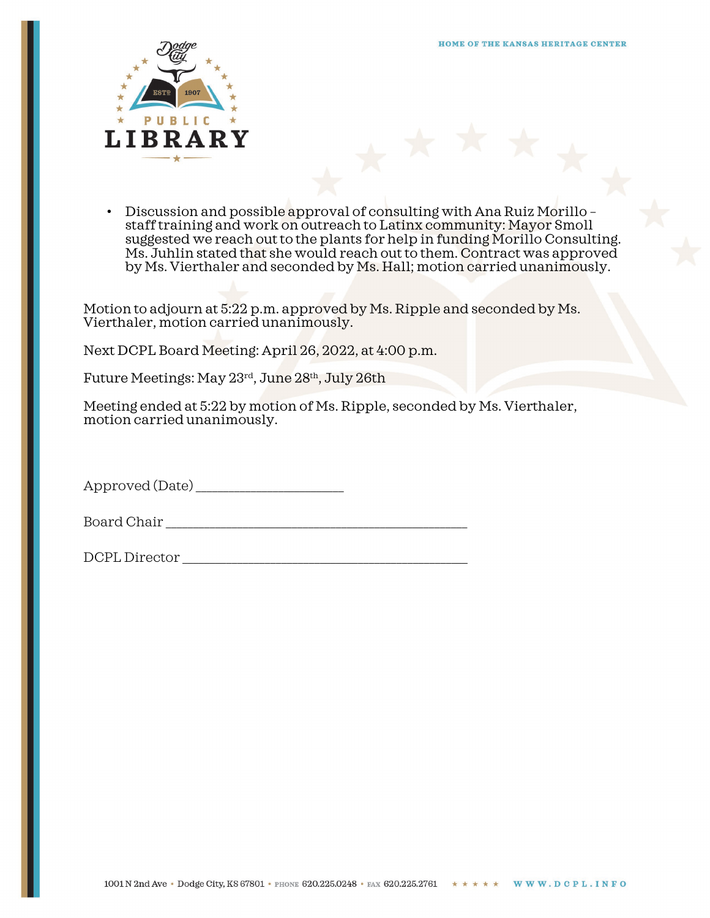- Discussion and possible approval of consulting with Ana Ruiz Morillo – staff training and work on outreach to Latinx community: Mayor Smoll suggested we reach out to the plants for help in funding Morillo Consulting. Ms. Juhlin stated that she would reach out to them. Contract was approved by Ms. Vierthaler and seconded by Ms. Hall; motion carried unanimously.

Motion to adjourn at 5:22 p.m. approved by Ms. Ripple and seconded by Ms. Vierthaler, motion carried unanimously.

Next DCPL Board Meeting: April 26, 2022, at 4:00 p.m.

Future Meetings: May 23rd, June 28th, July 26th

Meeting ended at 5:22 by motion of Ms. Ripple, seconded by Ms. Vierthaler, motion carried unanimously.

Approved (Date) ____________________

Board Chair ________________________________________

DCPL Director ______________________________________